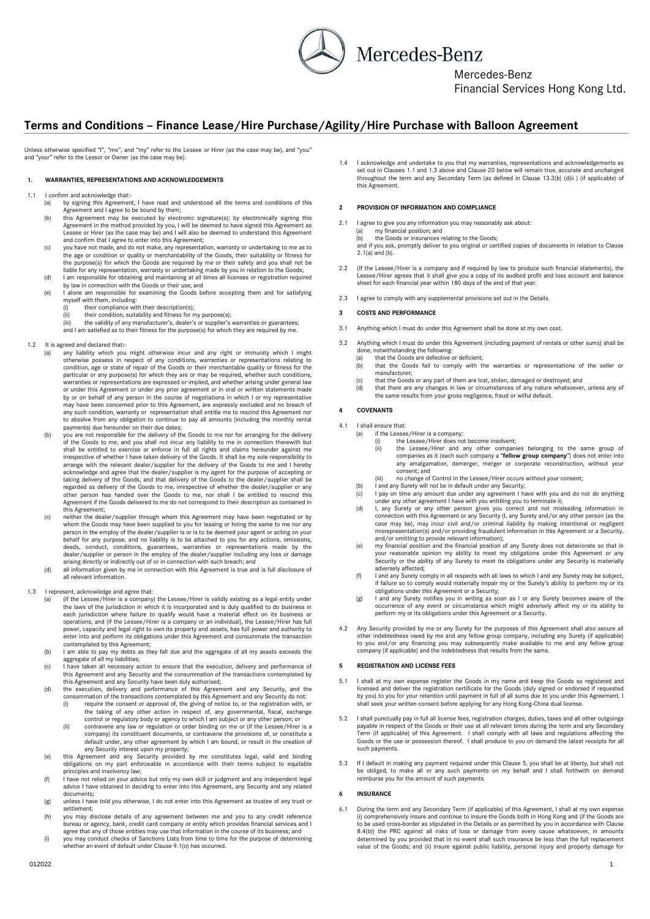Mercedes-Benz

Mercedes-Benz Financial Services Hong Kong Ltd.

# Terms and Conditions – Finance Lease/Hire Purchase/Agility/Hire Purchase with Balloon Agreement

Unless otherwise specified "I", "me", and "my" refer to the Lessee or Hirer (as the case may be), and "you" and "your" refer to the Lessor or Owner (as the case may be).

## 1. WARRANTIES, REPRESENTATIONS AND ACKNOWLEDGEMENTS

1.1 I confirm and acknowledge that:-

(a) by signing this Agreement, I have read and understood all the terms and conditions of this Agreement and I agree to be bound by them;

(b) this Agreement may be executed by electronic signature(s); by electronically signing this Agreement in the method provided by you, I will be deemed to have signed this Agreement as Lessee or Hirer (as the case may be) and I will also be deemed to understand this Agreement and confirm that I agree to enter into this Agreement;

(c) you have not made, and do not make, any representation, warranty or undertaking to me as to the age or condition or quality or merchantability of the Goods, their suitability or fitness for the purpose(s) for which the Goods are required by me or their safety and you shall not be liable for any representation, warranty or undertaking made by you in relation to the Goods;

(d) I am responsible for obtaining and maintaining at all times all licenses or registration required by law in connection with the Goods or their use; and

(e) I alone am responsible for examining the Goods before accepting them and for satisfying myself with them, including:

(i) their compliance with their description(s);

(ii) their condition, suitability and fitness for my purpose(s);

(iii) the validity of any manufacturer's, dealer's or supplier's warranties or guarantees;

and I am satisfied as to their fitness for the purpose(s) for which they are required by me.

1.2 It is agreed and declared that:-

(a) any liability which you might otherwise incur and any right or immunity which I might otherwise possess in respect of any conditions, warranties or representations relating to condition, age or state of repair of the Goods or their merchantable quality or fitness for the particular or any purpose(s) for which they are or may be required, whether such conditions, warranties or representations are expressed or implied, and whether arising under general law or under this Agreement or under any prior agreement or in oral or written statements made by or on behalf of any person in the course of negotiations in which I or my representative may have been concerned prior to this Agreement, are expressly excluded and no breach of any such condition, warranty or representation shall entitle me to rescind this Agreement nor to absolve from any obligation to continue to pay all amounts (including the monthly rental payments) due hereunder on their due dates;

(b) you are not responsible for the delivery of the Goods to me nor for arranging for the delivery of the Goods to me, and you shall not incur any liability to me in connection therewith but shall be entitled to exercise or enforce in full all rights and claims hereunder against me irrespective of whether I have taken delivery of the Goods. It shall be my sole responsibility to arrange with the relevant dealer/supplier for the delivery of the Goods to me and I hereby acknowledge and agree that the dealer/supplier is my agent for the purpose of accepting or taking delivery of the Goods, and that delivery of the Goods to the dealer/supplier shall be regarded as delivery of the Goods to me, irrespective of whether the dealer/supplier or any other person has handed over the Goods to me, nor shall I be entitled to rescind this Agreement if the Goods delivered to me do not correspond to their description as contained in this Agreement;

(c) neither the dealer/supplier through whom this Agreement may have been negotiated or by whom the Goods may have been supplied to you for leasing or hiring the same to me nor any person in the employ of the dealer/supplier is or is to be deemed your agent or acting on your behalf for any purpose, and no liability is to be attached to you for any actions, omissions, deeds, conduct, conditions, guarantees, warranties or representations made by the dealer/supplier or person in the employ of the dealer/supplier including any loss or damage arising directly or indirectly out of or in connection with such breach; and

(d) all information given by me in connection with this Agreement is true and is full disclosure of all relevant information.

1.3 I represent, acknowledge and agree that:

(a) (if the Lessee/Hirer is a company) the Lessee/Hirer is validly existing as a legal entity under the laws of the jurisdiction in which it is incorporated and is duly qualified to do business in each jurisdiction where failure to qualify would have a material effect on its business or operations, and (if the Lessee/Hirer is a company or an individual), the Lessee/Hirer has full power, capacity and legal right to own its property and assets, has full power and authority to enter into and perform its obligations under this Agreement and consummate the transaction contemplated by this Agreement;

(b) I am able to pay my debts as they fall due and the aggregate of all my assets exceeds the aggregate of all my liabilities;

(c) I have taken all necessary action to ensure that the execution, delivery and performance of this Agreement and any Security and the consummation of the transactions contemplated by this Agreement and any Security have been duly authorised;

(d) the execution, delivery and performance of this Agreement and any Security, and the consummation of the transactions contemplated by this Agreement and any Security do not:

(i) require the consent or approval of, the giving of notice to, or the registration with, or the taking of any other action in respect of, any governmental, fiscal, exchange control or regulatory body or agency to which I am subject or any other person; or

(ii) contravene any law or regulation or order binding on me or (if the Lessee/Hirer is a company) its constituent documents, or contravene the provisions of, or constitute a default under, any other agreement by which I am bound, or result in the creation of any Security interest upon my property;

(e) this Agreement and any Security provided by me constitutes legal, valid and binding obligations on my part enforceable in accordance with their terms subject to equitable principles and insolvency law;

(f) I have not relied on your advice but only my own skill or judgment and any independent legal advice I have obtained in deciding to enter into this Agreement, any Security and any related documents;

(g) unless I have told you otherwise, I do not enter into this Agreement as trustee of any trust or settlement;

(h) you may disclose details of any agreement between me and you to any credit reference bureau or agency, bank, credit card company or entity which provides financial services and I agree that any of those entities may use that information in the course of its business; and

(i) you may conduct checks of Sanctions Lists from time to time for the purpose of determining whether an event of default under Clause 9.1(o) has occurred.

1.4 I acknowledge and undertake to you that my warranties, representations and acknowledgements as set out in Clauses 1.1 and 1.3 above and Clause 20 below will remain true, accurate and unchanged throughout the term and any Secondary Term (as defined in Clause 13.3(b) (d)ii ) (if applicable) of this Agreement.

## 2 PROVISION OF INFORMATION AND COMPLIANCE

2.1 I agree to give you any information you may reasonably ask about:

(a) my financial position; and

(b) the Goods or insurances relating to the Goods;

and if you ask, promptly deliver to you original or certified copies of documents in relation to Clause 2.1(a) and (b).

2.2 (If the Lessee/Hirer is a company and if required by law to produce such financial statements), the Lessee/Hirer agrees that it shall give you a copy of its audited profit and loss account and balance sheet for each financial year within 180 days of the end of that year.

2.3 I agree to comply with any supplemental provisions set out in the Details.

## 3 COSTS AND PERFORMANCE

3.1 Anything which I must do under this Agreement shall be done at my own cost.

3.2 Anything which I must do under this Agreement (including payment of rentals or other sums) shall be done, notwithstanding the following:

(a) that the Goods are defective or deficient;

(b) that the Goods fail to comply with the warranties or representations of the seller or manufacturer;

(c) that the Goods or any part of them are lost, stolen, damaged or destroyed; and

(d) that there are any changes in law or circumstances of any nature whatsoever, unless any of the same results from your gross negligence, fraud or wilful default.

## 4 COVENANTS

4.1 I shall ensure that:

(a) if the Lessee/Hirer is a company:

(i) the Lessee/Hirer does not become insolvent;

(ii) the Lessee/Hirer and any other companies belonging to the same group of companies as it (each such company a "**fellow group company**") does not enter into any amalgamation, demerger, merger or corporate reconstruction, without your consent; and

(iii) no change of Control in the Lessee/Hirer occurs without your consent;

(b) I and any Surety will not be in default under any Security;

(c) I pay on time any amount due under any agreement I have with you and do not do anything under any other agreement I have with you entitling you to terminate it;

(d) I, any Surety or any other person gives you correct and not misleading information in connection with this Agreement or any Security (I, any Surety and/or any other person (as the case may be), may incur civil and/or criminal liability by making intentional or negligent misrepresentation(s) and/or providing fraudulent information in this Agreement or a Security, and/or omitting to provide relevant information);

(e) my financial position and the financial position of any Surety does not deteriorate so that in your reasonable opinion my ability to meet my obligations under this Agreement or any Security or the ability of any Surety to meet its obligations under any Security is materially adversely affected;

(f) I and any Surety comply in all respects with all laws to which I and any Surety may be subject, if failure so to comply would materially impair my or the Surety's ability to perform my or its obligations under this Agreement or a Security;

(g) I and any Surety notifies you in writing as soon as I or any Surety becomes aware of the occurrence of any event or circumstance which might adversely affect my or its ability to perform my or its obligations under this Agreement or a Security.

4.2 Any Security provided by me or any Surety for the purposes of this Agreement shall also secure all other indebtedness owed by me and any fellow group company, including any Surety (if applicable) to you and/or any financing you may subsequently make available to me and any fellow group company (if applicable) and the indebtedness that results from the same.

## 5 REGISTRATION AND LICENSE FEES

5.1 I shall at my own expense register the Goods in my name and keep the Goods so registered and licensed and deliver the registration certificate for the Goods (duly signed or endorsed if requested by you) to you for your retention until payment in full of all sums due to you under this Agreement. I shall seek your written consent before applying for any Hong Kong-China dual license.

5.2 I shall punctually pay in full all license fees, registration charges, duties, taxes and all other outgoings payable in respect of the Goods or their use at all relevant times during the term and any Secondary Term (if applicable) of this Agreement. I shall comply with all laws and regulations affecting the Goods or the use or possession thereof. I shall produce to you on demand the latest receipts for all such payments.

5.3 If I default in making any payment required under this Clause 5, you shall be at liberty, but shall not be obliged, to make all or any such payments on my behalf and I shall forthwith on demand reimburse you for the amount of such payments.

## 6 INSURANCE

6.1 During the term and any Secondary Term (if applicable) of this Agreement, I shall at my own expense (i) comprehensively insure and continue to insure the Goods both in Hong Kong and (if the Goods are to be used cross-border as stipulated in the Details or as permitted by you in accordance with Clause 8.4(b)) the PRC against all risks of loss or damage from every cause whatsoever, in amounts determined by you provided that in no event shall such insurance be less than the full replacement value of the Goods; and (ii) insure against public liability, personal injury and property damage for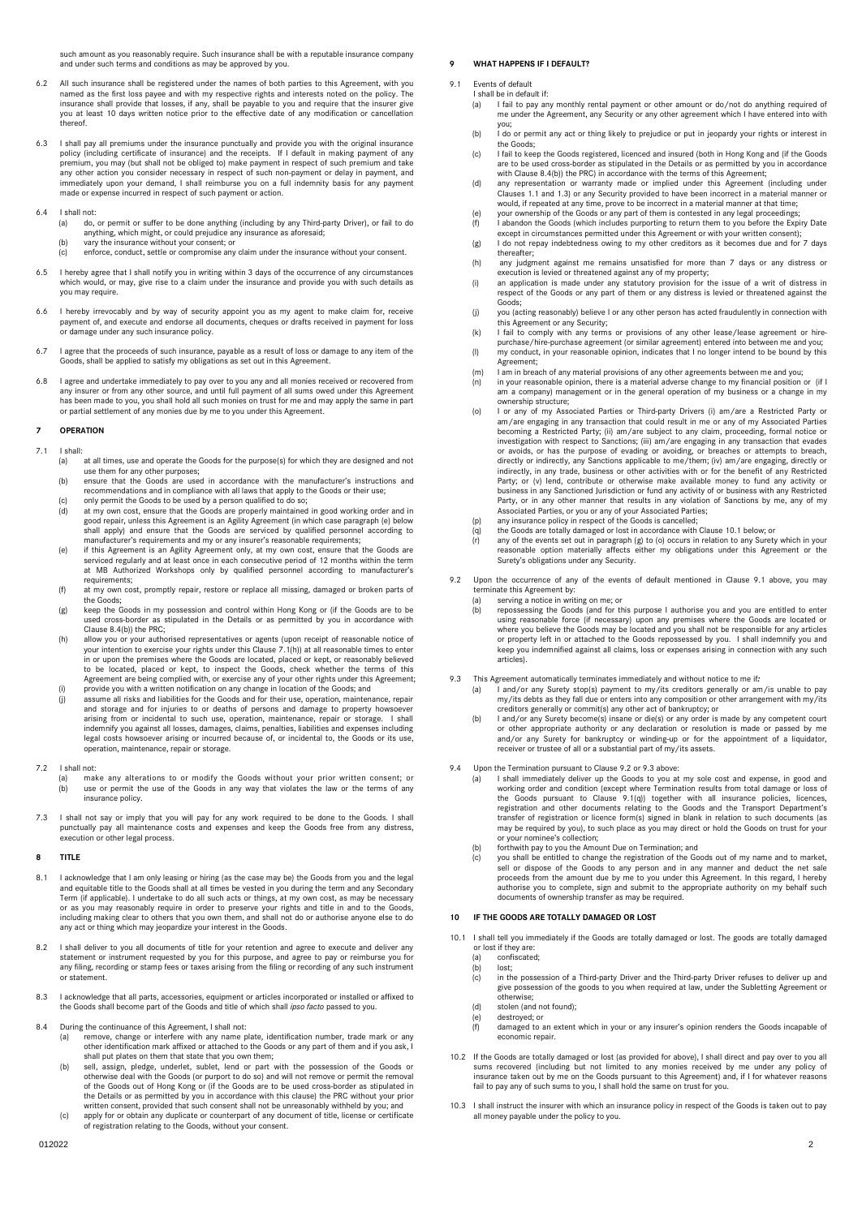such amount as you reasonably require. Such insurance shall be with a reputable insurance company and under such terms and conditions as may be approved by you.

6.2 All such insurance shall be registered under the names of both parties to this Agreement, with you named as the first loss payee and with my respective rights and interests noted on the policy. The insurance shall provide that losses, if any, shall be payable to you and require that the insurer give you at least 10 days written notice prior to the effective date of any modification or cancellation thereof.

6.3 I shall pay all premiums under the insurance punctually and provide you with the original insurance policy (including certificate of insurance) and the receipts. If I default in making payment of any premium, you may (but shall not be obliged to) make payment in respect of such premium and take any other action you consider necessary in respect of such non-payment or delay in payment, and immediately upon your demand, I shall reimburse you on a full indemnity basis for any payment made or expense incurred in respect of such payment or action.

6.4 I shall not:
(a) do, or permit or suffer to be done anything (including by any Third-party Driver), or fail to do anything, which might, or could prejudice any insurance as aforesaid;
(b) vary the insurance without your consent; or
(c) enforce, conduct, settle or compromise any claim under the insurance without your consent.

6.5 I hereby agree that I shall notify you in writing within 3 days of the occurrence of any circumstances which would, or may, give rise to a claim under the insurance and provide you with such details as you may require.

6.6 I hereby irrevocably and by way of security appoint you as my agent to make claim for, receive payment of, and execute and endorse all documents, cheques or drafts received in payment for loss or damage under any such insurance policy.

6.7 I agree that the proceeds of such insurance, payable as a result of loss or damage to any item of the Goods, shall be applied to satisfy my obligations as set out in this Agreement.

6.8 I agree and undertake immediately to pay over to you any and all monies received or recovered from any insurer or from any other source, and until full payment of all sums owed under this Agreement has been made to you, you shall hold all such monies on trust for me and may apply the same in part or partial settlement of any monies due by me to you under this Agreement.

## 7 OPERATION

7.1 I shall:
(a) at all times, use and operate the Goods for the purpose(s) for which they are designed and not use them for any other purposes;
(b) ensure that the Goods are used in accordance with the manufacturer's instructions and recommendations and in compliance with all laws that apply to the Goods or their use;
(c) only permit the Goods to be used by a person qualified to do so;
(d) at my own cost, ensure that the Goods are properly maintained in good working order and in good repair, unless this Agreement is an Agility Agreement (in which case paragraph (e) below shall apply) and ensure that the Goods are serviced by qualified personnel according to manufacturer's requirements and my or any insurer's reasonable requirements;
(e) if this Agreement is an Agility Agreement only, at my own cost, ensure that the Goods are serviced regularly and at least once in each consecutive period of 12 months within the term at MB Authorized Workshops only by qualified personnel according to manufacturer's requirements;
(f) at my own cost, promptly repair, restore or replace all missing, damaged or broken parts of the Goods;
(g) keep the Goods in my possession and control within Hong Kong or (if the Goods are to be used cross-border as stipulated in the Details or as permitted by you in accordance with Clause 8.4(b)) the PRC;
(h) allow you or your authorised representatives or agents (upon receipt of reasonable notice of your intention to exercise your rights under this Clause 7.1(h)) at all reasonable times to enter in or upon the premises where the Goods are located, placed or kept, or reasonably believed to be located, placed or kept, to inspect the Goods, check whether the terms of this Agreement are being complied with, or exercise any of your other rights under this Agreement;
(i) provide you with a written notification on any change in location of the Goods; and
(j) assume all risks and liabilities for the Goods and for their use, operation, maintenance, repair and storage and for injuries to or deaths of persons and damage to property howsoever arising from or incidental to such use, operation, maintenance, repair or storage. I shall indemnify you against all losses, damages, claims, penalties, liabilities and expenses including legal costs howsoever arising or incurred because of, or incidental to, the Goods or its use, operation, maintenance, repair or storage.

7.2 I shall not:
(a) make any alterations to or modify the Goods without your prior written consent; or
(b) use or permit the use of the Goods in any way that violates the law or the terms of any insurance policy.

7.3 I shall not say or imply that you will pay for any work required to be done to the Goods. I shall punctually pay all maintenance costs and expenses and keep the Goods free from any distress, execution or other legal process.

## 8 TITLE

8.1 I acknowledge that I am only leasing or hiring (as the case may be) the Goods from you and the legal and equitable title to the Goods shall at all times be vested in you during the term and any Secondary Term (if applicable). I undertake to do all such acts or things, at my own cost, as may be necessary or as you may reasonably require in order to preserve your rights and title in and to the Goods, including making clear to others that you own them, and shall not do or authorise anyone else to do any act or thing which may jeopardize your interest in the Goods.

8.2 I shall deliver to you all documents of title for your retention and agree to execute and deliver any statement or instrument requested by you for this purpose, and agree to pay or reimburse you for any filing, recording or stamp fees or taxes arising from the filing or recording of any such instrument or statement.

8.3 I acknowledge that all parts, accessories, equipment or articles incorporated or installed or affixed to the Goods shall become part of the Goods and title of which shall *ipso facto* passed to you.

8.4 During the continuance of this Agreement, I shall not:
(a) remove, change or interfere with any name plate, identification number, trade mark or any other identification mark affixed or attached to the Goods or any part of them and if you ask, I shall put plates on them that state that you own them;
(b) sell, assign, pledge, underlet, sublet, lend or part with the possession of the Goods or otherwise deal with the Goods (or purport to do so) and will not remove or permit the removal of the Goods out of Hong Kong or (if the Goods are to be used cross-border as stipulated in the Details or as permitted by you in accordance with this clause) the PRC without your prior written consent, provided that such consent shall not be unreasonably withheld by you; and
(c) apply for or obtain any duplicate or counterpart of any document of title, license or certificate of registration relating to the Goods, without your consent.

## 9 WHAT HAPPENS IF I DEFAULT?

9.1 Events of default
I shall be in default if:
(a) I fail to pay any monthly rental payment or other amount or do/not do anything required of me under the Agreement, any Security or any other agreement which I have entered into with you;
(b) I do or permit any act or thing likely to prejudice or put in jeopardy your rights or interest in the Goods;
(c) I fail to keep the Goods registered, licenced and insured (both in Hong Kong and (if the Goods are to be used cross-border as stipulated in the Details or as permitted by you in accordance with Clause 8.4(b)) the PRC) in accordance with the terms of this Agreement;
(d) any representation or warranty made or implied under this Agreement (including under Clauses 1.1 and 1.3) or any Security provided to have been incorrect in a material manner or would, if repeated at any time, prove to be incorrect in a material manner at that time;
(e) your ownership of the Goods or any part of them is contested in any legal proceedings;
(f) I abandon the Goods (which includes purporting to return them to you before the Expiry Date except in circumstances permitted under this Agreement or with your written consent);
(g) I do not repay indebtedness owing to my other creditors as it becomes due and for 7 days thereafter;
(h) any judgment against me remains unsatisfied for more than 7 days or any distress or execution is levied or threatened against any of my property;
(i) an application is made under any statutory provision for the issue of a writ of distress in respect of the Goods or any part of them or any distress is levied or threatened against the Goods;
(j) you (acting reasonably) believe I or any other person has acted fraudulently in connection with this Agreement or any Security;
(k) I fail to comply with any terms or provisions of any other lease/lease agreement or hire-purchase/hire-purchase agreement (or similar agreement) entered into between me and you;
(l) my conduct, in your reasonable opinion, indicates that I no longer intend to be bound by this Agreement;
(m) I am in breach of any material provisions of any other agreements between me and you;
(n) in your reasonable opinion, there is a material adverse change to my financial position or (if I am a company) management or in the general operation of my business or a change in my ownership structure;
(o) I or any of my Associated Parties or Third-party Drivers (i) am/are a Restricted Party or am/are engaging in any transaction that could result in me or any of my Associated Parties becoming a Restricted Party; (ii) am/are subject to any claim, proceeding, formal notice or investigation with respect to Sanctions; (iii) am/are engaging in any transaction that evades or avoids, or has the purpose of evading or avoiding, or breaches or attempts to breach, directly or indirectly, any Sanctions applicable to me/them; (iv) am/are engaging, directly or indirectly, in any trade, business or other activities with or for the benefit of any Restricted Party; or (v) lend, contribute or otherwise make available money to fund any activity or business in any Sanctioned Jurisdiction or fund any activity of or business with any Restricted Party, or in any other manner that results in any violation of Sanctions by me, any of my Associated Parties, or you or any of your Associated Parties;
(p) any insurance policy in respect of the Goods is cancelled;
(q) the Goods are totally damaged or lost in accordance with Clause 10.1 below; or
(r) any of the events set out in paragraph (g) to (o) occurs in relation to any Surety which in your reasonable opinion materially affects either my obligations under this Agreement or the Surety's obligations under any Security.

9.2 Upon the occurrence of any of the events of default mentioned in Clause 9.1 above, you may terminate this Agreement by:
(a) serving a notice in writing on me; or
(b) repossessing the Goods (and for this purpose I authorise you and you are entitled to enter using reasonable force (if necessary) upon any premises where the Goods are located or where you believe the Goods may be located and you shall not be responsible for any articles or property left in or attached to the Goods repossessed by you. I shall indemnify you and keep you indemnified against all claims, loss or expenses arising in connection with any such articles).

9.3 This Agreement automatically terminates immediately and without notice to me if*:*
(a) I and/or any Surety stop(s) payment to my/its creditors generally or am/is unable to pay my/its debts as they fall due or enters into any composition or other arrangement with my/its creditors generally or commit(s) any other act of bankruptcy; or
(b) I and/or any Surety become(s) insane or die(s) or any order is made by any competent court or other appropriate authority or any declaration or resolution is made or passed by me and/or any Surety for bankruptcy or winding-up or for the appointment of a liquidator, receiver or trustee of all or a substantial part of my/its assets.

9.4 Upon the Termination pursuant to Clause 9.2 or 9.3 above:
(a) I shall immediately deliver up the Goods to you at my sole cost and expense, in good and working order and condition (except where Termination results from total damage or loss of the Goods pursuant to Clause 9.1(q)) together with all insurance policies, licences, registration and other documents relating to the Goods and the Transport Department's transfer of registration or licence form(s) signed in blank in relation to such documents (as may be required by you), to such place as you may direct or hold the Goods on trust for your or your nominee's collection;
(b) forthwith pay to you the Amount Due on Termination; and
(c) you shall be entitled to change the registration of the Goods out of my name and to market, sell or dispose of the Goods to any person and in any manner and deduct the net sale proceeds from the amount due by me to you under this Agreement. In this regard, I hereby authorise you to complete, sign and submit to the appropriate authority on my behalf such documents of ownership transfer as may be required.

## 10 IF THE GOODS ARE TOTALLY DAMAGED OR LOST

10.1 I shall tell you immediately if the Goods are totally damaged or lost. The goods are totally damaged or lost if they are:
(a) confiscated;
(b) lost;
(c) in the possession of a Third-party Driver and the Third-party Driver refuses to deliver up and give possession of the goods to you when required at law, under the Subletting Agreement or otherwise;
(d) stolen (and not found);
(e) destroyed; or
(f) damaged to an extent which in your or any insurer's opinion renders the Goods incapable of economic repair.

10.2 If the Goods are totally damaged or lost (as provided for above), I shall direct and pay over to you all sums recovered (including but not limited to any monies received by me under any policy of insurance taken out by me on the Goods pursuant to this Agreement) and, if for whatever reasons fail to pay any of such sums to you, I shall hold the same on trust for you.

10.3 I shall instruct the insurer with which an insurance policy in respect of the Goods is taken out to pay all money payable under the policy to you.

012022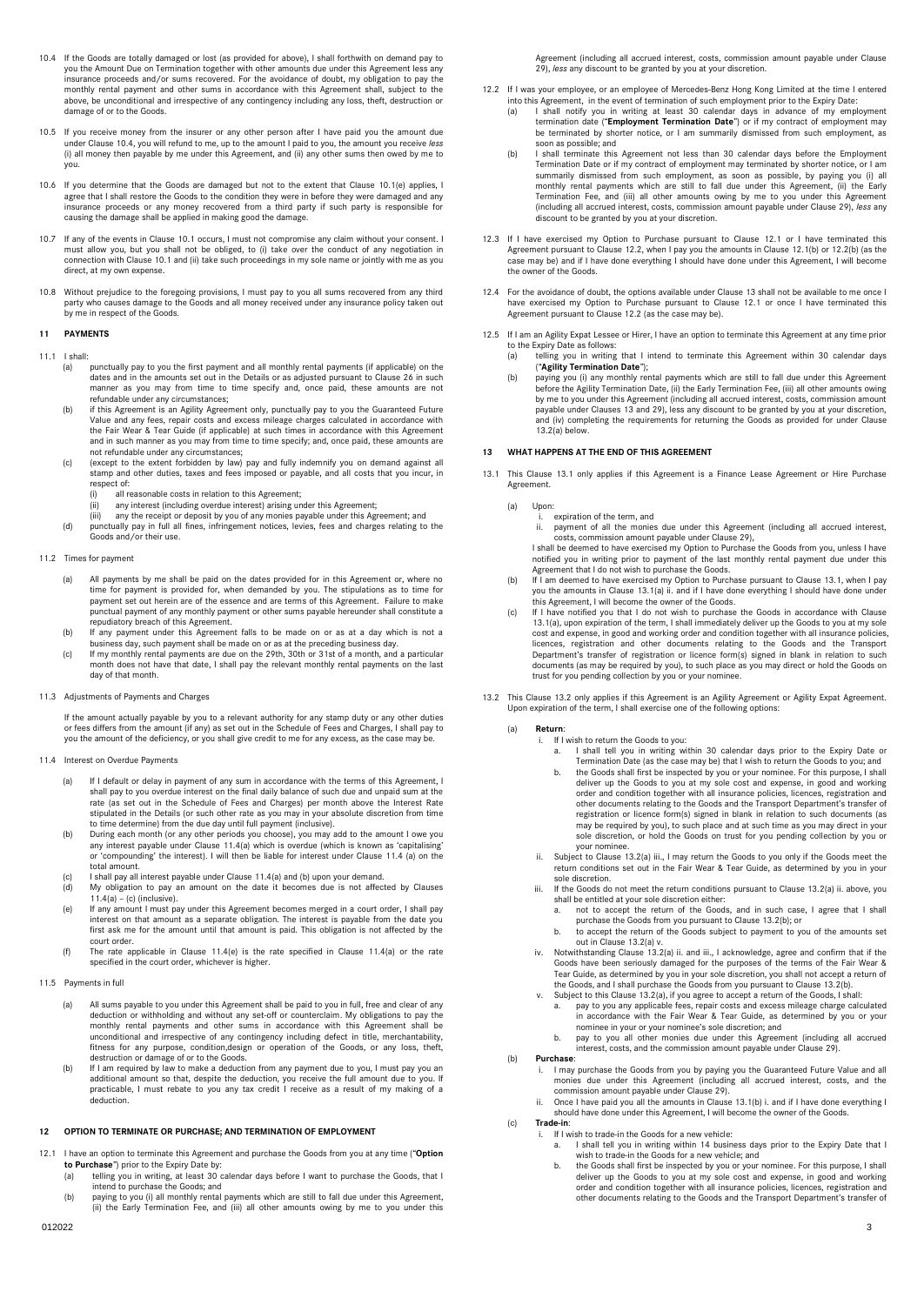10.4 If the Goods are totally damaged or lost (as provided for above), I shall forthwith on demand pay to you the Amount Due on Termination together with other amounts due under this Agreement less any insurance proceeds and/or sums recovered. For the avoidance of doubt, my obligation to pay the monthly rental payment and other sums in accordance with this Agreement shall, subject to the above, be unconditional and irrespective of any contingency including any loss, theft, destruction or damage of or to the Goods.

10.5 If you receive money from the insurer or any other person after I have paid you the amount due under Clause 10.4, you will refund to me, up to the amount I paid to you, the amount you receive *less* (i) all money then payable by me under this Agreement, and (ii) any other sums then owed by me to you.

10.6 If you determine that the Goods are damaged but not to the extent that Clause 10.1(e) applies, I agree that I shall restore the Goods to the condition they were in before they were damaged and any insurance proceeds or any money recovered from a third party if such party is responsible for causing the damage shall be applied in making good the damage.

10.7 If any of the events in Clause 10.1 occurs, I must not compromise any claim without your consent. I must allow you, but you shall not be obliged, to (i) take over the conduct of any negotiation in connection with Clause 10.1 and (ii) take such proceedings in my sole name or jointly with me as you direct, at my own expense.

10.8 Without prejudice to the foregoing provisions, I must pay to you all sums recovered from any third party who causes damage to the Goods and all money received under any insurance policy taken out by me in respect of the Goods.

## 11 PAYMENTS

11.1 I shall:

(a) punctually pay to you the first payment and all monthly rental payments (if applicable) on the dates and in the amounts set out in the Details or as adjusted pursuant to Clause 26 in such manner as you may from time to time specify and, once paid, these amounts are not refundable under any circumstances;

(b) if this Agreement is an Agility Agreement only, punctually pay to you the Guaranteed Future Value and any fees, repair costs and excess mileage charges calculated in accordance with the Fair Wear & Tear Guide (if applicable) at such times in accordance with this Agreement and in such manner as you may from time to time specify; and, once paid, these amounts are not refundable under any circumstances;

(c) (except to the extent forbidden by law) pay and fully indemnify you on demand against all stamp and other duties, taxes and fees imposed or payable, and all costs that you incur, in respect of:
   (i) all reasonable costs in relation to this Agreement;
   (ii) any interest (including overdue interest) arising under this Agreement; and
   (iii) any the receipt or deposit by you of any monies payable under this Agreement; and

(d) punctually pay in full all fines, infringement notices, levies, fees and charges relating to the Goods and/or their use.

11.2 Times for payment

(a) All payments by me shall be paid on the dates provided for in this Agreement or, where no time for payment is provided for, when demanded by you. The stipulations as to time for payment set out herein are of the essence and are terms of this Agreement. Failure to make punctual payment of any monthly payment or other sums payable hereunder shall constitute a repudiatory breach of this Agreement.

(b) If any payment under this Agreement falls to be made on or as at a day which is not a business day, such payment shall be made on or as at the preceding business day.

(c) If my monthly rental payments are due on the 29th, 30th or 31st of a month, and a particular month does not have that date, I shall pay the relevant monthly rental payments on the last day of that month.

11.3 Adjustments of Payments and Charges

If the amount actually payable by you to a relevant authority for any stamp duty or any other duties or fees differs from the amount (if any) as set out in the Schedule of Fees and Charges, I shall pay to you the amount of the deficiency, or you shall give credit to me for any excess, as the case may be.

11.4 Interest on Overdue Payments

(a) If I default or delay in payment of any sum in accordance with the terms of this Agreement, I shall pay to you overdue interest on the final daily balance of such due and unpaid sum at the rate (as set out in the Schedule of Fees and Charges) per month above the Interest Rate stipulated in the Details (or such other rate as you may in your absolute discretion from time to time determine) from the due day until full payment (inclusive).

(b) During each month (or any other periods you choose), you may add to the amount I owe you any interest payable under Clause 11.4(a) which is overdue (which is known as 'capitalising' or 'compounding' the interest). I will then be liable for interest under Clause 11.4 (a) on the total amount.

(c) I shall pay all interest payable under Clause 11.4(a) and (b) upon your demand.

(d) My obligation to pay an amount on the date it becomes due is not affected by Clauses 11.4(a) – (c) (inclusive).

(e) If any amount I must pay under this Agreement becomes merged in a court order, I shall pay interest on that amount as a separate obligation. The interest is payable from the date you first ask me for the amount until that amount is paid. This obligation is not affected by the court order.

(f) The rate applicable in Clause 11.4(e) is the rate specified in Clause 11.4(a) or the rate specified in the court order, whichever is higher.

11.5 Payments in full

(a) All sums payable to you under this Agreement shall be paid to you in full, free and clear of any deduction or withholding and without any set-off or counterclaim. My obligations to pay the monthly rental payments and other sums in accordance with this Agreement shall be unconditional and irrespective of any contingency including defect in title, merchantability, fitness for any purpose, condition,design or operation of the Goods, or any loss, theft, destruction or damage of or to the Goods.

(b) If I am required by law to make a deduction from any payment due to you, I must pay you an additional amount so that, despite the deduction, you receive the full amount due to you. If practicable, I must rebate to you any tax credit I receive as a result of my making of a deduction.

## 12 OPTION TO TERMINATE OR PURCHASE; AND TERMINATION OF EMPLOYMENT

12.1 I have an option to terminate this Agreement and purchase the Goods from you at any time ("**Option to Purchase**") prior to the Expiry Date by:

(a) telling you in writing, at least 30 calendar days before I want to purchase the Goods, that I intend to purchase the Goods; and

(b) paying to you (i) all monthly rental payments which are still to fall due under this Agreement, (ii) the Early Termination Fee, and (iii) all other amounts owing by me to you under this Agreement (including all accrued interest, costs, commission amount payable under Clause 29), *less* any discount to be granted by you at your discretion.

12.2 If I was your employee, or an employee of Mercedes-Benz Hong Kong Limited at the time I entered into this Agreement, in the event of termination of such employment prior to the Expiry Date:

(a) I shall notify you in writing at least 30 calendar days in advance of my employment termination date ("**Employment Termination Date**") or if my contract of employment may be terminated by shorter notice, or I am summarily dismissed from such employment, as soon as possible; and

(b) I shall terminate this Agreement not less than 30 calendar days before the Employment Termination Date or if my contract of employment may terminated by shorter notice, or I am summarily dismissed from such employment, as soon as possible, by paying you (i) all monthly rental payments which are still to fall due under this Agreement, (ii) the Early Termination Fee, and (iii) all other amounts owing by me to you under this Agreement (including all accrued interest, costs, commission amount payable under Clause 29), *less* any discount to be granted by you at your discretion.

12.3 If I have exercised my Option to Purchase pursuant to Clause 12.1 or I have terminated this Agreement pursuant to Clause 12.2, when I pay you the amounts in Clause 12.1(b) or 12.2(b) (as the case may be) and if I have done everything I should have done under this Agreement, I will become the owner of the Goods.

12.4 For the avoidance of doubt, the options available under Clause 13 shall not be available to me once I have exercised my Option to Purchase pursuant to Clause 12.1 or once I have terminated this Agreement pursuant to Clause 12.2 (as the case may be).

12.5 If I am an Agility Expat Lessee or Hirer, I have an option to terminate this Agreement at any time prior to the Expiry Date as follows:

(a) telling you in writing that I intend to terminate this Agreement within 30 calendar days ("**Agility Termination Date**");

(b) paying you (i) any monthly rental payments which are still to fall due under this Agreement before the Agility Termination Date, (ii) the Early Termination Fee, (iii) all other amounts owing by me to you under this Agreement (including all accrued interest, costs, commission amount payable under Clauses 13 and 29), less any discount to be granted by you at your discretion, and (iv) completing the requirements for returning the Goods as provided for under Clause 13.2(a) below.

## 13 WHAT HAPPENS AT THE END OF THIS AGREEMENT

13.1 This Clause 13.1 only applies if this Agreement is a Finance Lease Agreement or Hire Purchase Agreement.

(a) Upon:
   i. expiration of the term, and
   ii. payment of all the monies due under this Agreement (including all accrued interest, costs, commission amount payable under Clause 29),

   I shall be deemed to have exercised my Option to Purchase the Goods from you, unless I have notified you in writing prior to payment of the last monthly rental payment due under this Agreement that I do not wish to purchase the Goods.

(b) If I am deemed to have exercised my Option to Purchase pursuant to Clause 13.1, when I pay you the amounts in Clause 13.1(a) ii. and if I have done everything I should have done under this Agreement, I will become the owner of the Goods.

(c) If I have notified you that I do not wish to purchase the Goods in accordance with Clause 13.1(a), upon expiration of the term, I shall immediately deliver up the Goods to you at my sole cost and expense, in good and working order and condition together with all insurance policies, licences, registration and other documents relating to the Goods and the Transport Department's transfer of registration or licence form(s) signed in blank in relation to such documents (as may be required by you), to such place as you may direct or hold the Goods on trust for you pending collection by you or your nominee.

13.2 This Clause 13.2 only applies if this Agreement is an Agility Agreement or Agility Expat Agreement. Upon expiration of the term, I shall exercise one of the following options:

(a) **Return**:
   i. If I wish to return the Goods to you:
      a. I shall tell you in writing within 30 calendar days prior to the Expiry Date or Termination Date (as the case may be) that I wish to return the Goods to you; and
      b. the Goods shall first be inspected by you or your nominee. For this purpose, I shall deliver up the Goods to you at my sole cost and expense, in good and working order and condition together with all insurance policies, licences, registration and other documents relating to the Goods and the Transport Department's transfer of registration or licence form(s) signed in blank in relation to such documents (as may be required by you), to such place and at such time as you may direct in your sole discretion, or hold the Goods on trust for you pending collection by you or your nominee.
   ii. Subject to Clause 13.2(a) iii., I may return the Goods to you only if the Goods meet the return conditions set out in the Fair Wear & Tear Guide, as determined by you in your sole discretion.
   iii. If the Goods do not meet the return conditions pursuant to Clause 13.2(a) ii. above, you shall be entitled at your sole discretion either:
      a. not to accept the return of the Goods, and in such case, I agree that I shall purchase the Goods from you pursuant to Clause 13.2(b); or
      b. to accept the return of the Goods subject to payment to you of the amounts set out in Clause 13.2(a) v.
   iv. Notwithstanding Clause 13.2(a) ii. and iii., I acknowledge, agree and confirm that if the Goods have been seriously damaged for the purposes of the terms of the Fair Wear & Tear Guide, as determined by you in your sole discretion, you shall not accept a return of the Goods, and I shall purchase the Goods from you pursuant to Clause 13.2(b).
   v. Subject to Clause 13.2(a), if you agree to accept a return of the Goods, I shall:
      a. pay to you any applicable fees, repair costs and excess mileage charge calculated in accordance with the Fair Wear & Tear Guide, as determined by you or your nominee in your or your nominee's sole discretion; and
      b. pay to you all other monies due under this Agreement (including all accrued interest, costs, and the commission amount payable under Clause 29).

(b) **Purchase**:
   i. I may purchase the Goods from you by paying you the Guaranteed Future Value and all monies due under this Agreement (including all accrued interest, costs, and the commission amount payable under Clause 29).
   ii. Once I have paid you all the amounts in Clause 13.1(b) i. and if I have done everything I should have done under this Agreement, I will become the owner of the Goods.

(c) **Trade-in**:
   i. If I wish to trade-in the Goods for a new vehicle:
      a. I shall tell you in writing within 14 business days prior to the Expiry Date that I wish to trade-in the Goods for a new vehicle; and
      b. the Goods shall first be inspected by you or your nominee. For this purpose, I shall deliver up the Goods to you at my sole cost and expense, in good and working order and condition together with all insurance policies, licences, registration and other documents relating to the Goods and the Transport Department's transfer of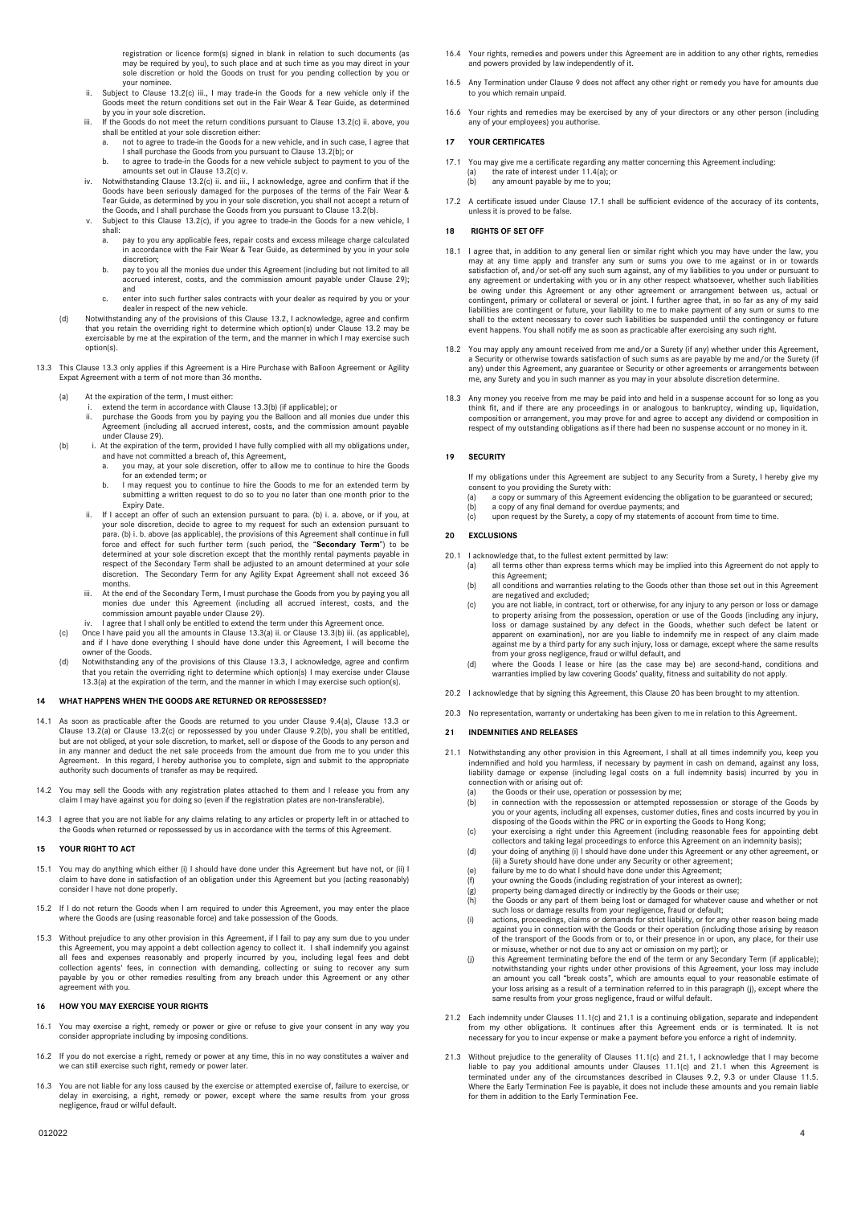registration or licence form(s) signed in blank in relation to such documents (as may be required by you), to such place and at such time as you may direct in your sole discretion or hold the Goods on trust for you pending collection by you or your nominee.

ii. Subject to Clause 13.2(c) iii., I may trade-in the Goods for a new vehicle only if the Goods meet the return conditions set out in the Fair Wear & Tear Guide, as determined by you in your sole discretion.

iii. If the Goods do not meet the return conditions pursuant to Clause 13.2(c) ii. above, you shall be entitled at your sole discretion either:

a. not to agree to trade-in the Goods for a new vehicle, and in such case, I agree that I shall purchase the Goods from you pursuant to Clause 13.2(b); or

b. to agree to trade-in the Goods for a new vehicle subject to payment to you of the amounts set out in Clause 13.2(c) v.

iv. Notwithstanding Clause 13.2(c) ii. and iii., I acknowledge, agree and confirm that if the Goods have been seriously damaged for the purposes of the terms of the Fair Wear & Tear Guide, as determined by you in your sole discretion, you shall not accept a return of the Goods, and I shall purchase the Goods from you pursuant to Clause 13.2(b).

v. Subject to this Clause 13.2(c), if you agree to trade-in the Goods for a new vehicle, I shall:

a. pay to you any applicable fees, repair costs and excess mileage charge calculated in accordance with the Fair Wear & Tear Guide, as determined by you in your sole discretion;

b. pay to you all the monies due under this Agreement (including but not limited to all accrued interest, costs, and the commission amount payable under Clause 29); and

c. enter into such further sales contracts with your dealer as required by you or your dealer in respect of the new vehicle.

(d) Notwithstanding any of the provisions of this Clause 13.2, I acknowledge, agree and confirm that you retain the overriding right to determine which option(s) under Clause 13.2 may be exercisable by me at the expiration of the term, and the manner in which I may exercise such option(s).

13.3 This Clause 13.3 only applies if this Agreement is a Hire Purchase with Balloon Agreement or Agility Expat Agreement with a term of not more than 36 months.

(a) At the expiration of the term, I must either:

i. extend the term in accordance with Clause 13.3(b) (if applicable); or

ii. purchase the Goods from you by paying you the Balloon and all monies due under this Agreement (including all accrued interest, costs, and the commission amount payable under Clause 29).

(b) i. At the expiration of the term, provided I have fully complied with all my obligations under, and have not committed a breach of, this Agreement,

a. you may, at your sole discretion, offer to allow me to continue to hire the Goods for an extended term; or

b. I may request you to continue to hire the Goods to me for an extended term by submitting a written request to do so to you no later than one month prior to the Expiry Date.

ii. If I accept an offer of such an extension pursuant to para. (b) i. a. above, or if you, at your sole discretion, decide to agree to my request for such an extension pursuant to para. (b) i. b. above (as applicable), the provisions of this Agreement shall continue in full force and effect for such further term (such period, the "**Secondary Term**") to be determined at your sole discretion except that the monthly rental payments payable in respect of the Secondary Term shall be adjusted to an amount determined at your sole discretion. The Secondary Term for any Agility Expat Agreement shall not exceed 36 months.

iii. At the end of the Secondary Term, I must purchase the Goods from you by paying you all monies due under this Agreement (including all accrued interest, costs, and the commission amount payable under Clause 29).

iv. I agree that I shall only be entitled to extend the term under this Agreement once.

(c) Once I have paid you all the amounts in Clause 13.3(a) ii. or Clause 13.3(b) iii. (as applicable), and if I have done everything I should have done under this Agreement, I will become the owner of the Goods.

(d) Notwithstanding any of the provisions of this Clause 13.3, I acknowledge, agree and confirm that you retain the overriding right to determine which option(s) I may exercise under Clause 13.3(a) at the expiration of the term, and the manner in which I may exercise such option(s).

## 14 WHAT HAPPENS WHEN THE GOODS ARE RETURNED OR REPOSSESSED?

14.1 As soon as practicable after the Goods are returned to you under Clause 9.4(a), Clause 13.3 or Clause 13.2(a) or Clause 13.2(c) or repossessed by you under Clause 9.2(b), you shall be entitled, but are not obliged, at your sole discretion, to market, sell or dispose of the Goods to any person and in any manner and deduct the net sale proceeds from the amount due from me to you under this Agreement. In this regard, I hereby authorise you to complete, sign and submit to the appropriate authority such documents of transfer as may be required.

14.2 You may sell the Goods with any registration plates attached to them and I release you from any claim I may have against you for doing so (even if the registration plates are non-transferable).

14.3 I agree that you are not liable for any claims relating to any articles or property left in or attached to the Goods when returned or repossessed by us in accordance with the terms of this Agreement.

## 15 YOUR RIGHT TO ACT

15.1 You may do anything which either (i) I should have done under this Agreement but have not, or (ii) I claim to have done in satisfaction of an obligation under this Agreement but you (acting reasonably) consider I have not done properly.

15.2 If I do not return the Goods when I am required to under this Agreement, you may enter the place where the Goods are (using reasonable force) and take possession of the Goods.

15.3 Without prejudice to any other provision in this Agreement, if I fail to pay any sum due to you under this Agreement, you may appoint a debt collection agency to collect it. I shall indemnify you against all fees and expenses reasonably and properly incurred by you, including legal fees and debt collection agents' fees, in connection with demanding, collecting or suing to recover any sum payable by you or other remedies resulting from any breach under this Agreement or any other agreement with you.

## 16 HOW YOU MAY EXERCISE YOUR RIGHTS

16.1 You may exercise a right, remedy or power or give or refuse to give your consent in any way you consider appropriate including by imposing conditions.

16.2 If you do not exercise a right, remedy or power at any time, this in no way constitutes a waiver and we can still exercise such right, remedy or power later.

16.3 You are not liable for any loss caused by the exercise or attempted exercise of, failure to exercise, or delay in exercising, a right, remedy or power, except where the same results from your gross negligence, fraud or wilful default.

16.4 Your rights, remedies and powers under this Agreement are in addition to any other rights, remedies and powers provided by law independently of it.

16.5 Any Termination under Clause 9 does not affect any other right or remedy you have for amounts due to you which remain unpaid.

16.6 Your rights and remedies may be exercised by any of your directors or any other person (including any of your employees) you authorise.

## 17 YOUR CERTIFICATES

17.1 You may give me a certificate regarding any matter concerning this Agreement including:

(a) the rate of interest under 11.4(a); or

(b) any amount payable by me to you;

17.2 A certificate issued under Clause 17.1 shall be sufficient evidence of the accuracy of its contents, unless it is proved to be false.

## 18 RIGHTS OF SET OFF

18.1 I agree that, in addition to any general lien or similar right which you may have under the law, you may at any time apply and transfer any sum or sums you owe to me against or in or towards satisfaction of, and/or set-off any such sum against, any of my liabilities to you under or pursuant to any agreement or undertaking with you or in any other respect whatsoever, whether such liabilities be owing under this Agreement or any other agreement or arrangement between us, actual or contingent, primary or collateral or several or joint. I further agree that, in so far as any of my said liabilities are contingent or future, your liability to me to make payment of any sum or sums to me shall to the extent necessary to cover such liabilities be suspended until the contingency or future event happens. You shall notify me as soon as practicable after exercising any such right.

18.2 You may apply any amount received from me and/or a Surety (if any) whether under this Agreement, a Security or otherwise towards satisfaction of such sums as are payable by me and/or the Surety (if any) under this Agreement, any guarantee or Security or other agreements or arrangements between me, any Surety and you in such manner as you may in your absolute discretion determine.

18.3 Any money you receive from me may be paid into and held in a suspense account for so long as you think fit, and if there are any proceedings in or analogous to bankruptcy, winding up, liquidation, composition or arrangement, you may prove for and agree to accept any dividend or composition in respect of my outstanding obligations as if there had been no suspense account or no money in it.

## 19 SECURITY

If my obligations under this Agreement are subject to any Security from a Surety, I hereby give my consent to you providing the Surety with:

(a) a copy or summary of this Agreement evidencing the obligation to be guaranteed or secured;

(b) a copy of any final demand for overdue payments; and

(c) upon request by the Surety, a copy of my statements of account from time to time.

## 20 EXCLUSIONS

20.1 I acknowledge that, to the fullest extent permitted by law:

(a) all terms other than express terms which may be implied into this Agreement do not apply to this Agreement;

(b) all conditions and warranties relating to the Goods other than those set out in this Agreement are negatived and excluded;

(c) you are not liable, in contract, tort or otherwise, for any injury to any person or loss or damage to property arising from the possession, operation or use of the Goods (including any injury, loss or damage sustained by any defect in the Goods, whether such defect be latent or apparent on examination), nor are you liable to indemnify me in respect of any claim made against me by a third party for any such injury, loss or damage, except where the same results from your gross negligence, fraud or wilful default, and

(d) where the Goods I lease or hire (as the case may be) are second-hand, conditions and warranties implied by law covering Goods' quality, fitness and suitability do not apply.

20.2 I acknowledge that by signing this Agreement, this Clause 20 has been brought to my attention.

20.3 No representation, warranty or undertaking has been given to me in relation to this Agreement.

## 21 INDEMNITIES AND RELEASES

21.1 Notwithstanding any other provision in this Agreement, I shall at all times indemnify you, keep you indemnified and hold you harmless, if necessary by payment in cash on demand, against any loss, liability damage or expense (including legal costs on a full indemnity basis) incurred by you in connection with or arising out of:

(a) the Goods or their use, operation or possession by me;

(b) in connection with the repossession or attempted repossession or storage of the Goods by you or your agents, including all expenses, customer duties, fines and costs incurred by you in disposing of the Goods within the PRC or in exporting the Goods to Hong Kong;

(c) your exercising a right under this Agreement (including reasonable fees for appointing debt collectors and taking legal proceedings to enforce this Agreement on an indemnity basis);

(d) your doing of anything (i) I should have done under this Agreement or any other agreement, or (ii) a Surety should have done under any Security or other agreement;

(e) failure by me to do what I should have done under this Agreement;

(f) your owning the Goods (including registration of your interest as owner);

(g) property being damaged directly or indirectly by the Goods or their use;

(h) the Goods or any part of them being lost or damaged for whatever cause and whether or not such loss or damage results from your negligence, fraud or default;

(i) actions, proceedings, claims or demands for strict liability, or for any other reason being made against you in connection with the Goods or their operation (including those arising by reason of the transport of the Goods from or to, or their presence in or upon, any place, for their use or misuse, whether or not due to any act or omission on my part); or

(j) this Agreement terminating before the end of the term or any Secondary Term (if applicable); notwithstanding your rights under other provisions of this Agreement, your loss may include an amount you call "break costs", which are amounts equal to your reasonable estimate of your loss arising as a result of a termination referred to in this paragraph (j), except where the same results from your gross negligence, fraud or wilful default.

21.2 Each indemnity under Clauses 11.1(c) and 21.1 is a continuing obligation, separate and independent from my other obligations. It continues after this Agreement ends or is terminated. It is not necessary for you to incur expense or make a payment before you enforce a right of indemnity.

21.3 Without prejudice to the generality of Clauses 11.1(c) and 21.1, I acknowledge that I may become liable to pay you additional amounts under Clauses 11.1(c) and 21.1 when this Agreement is terminated under any of the circumstances described in Clauses 9.2, 9.3 or under Clause 11.5. Where the Early Termination Fee is payable, it does not include these amounts and you remain liable for them in addition to the Early Termination Fee.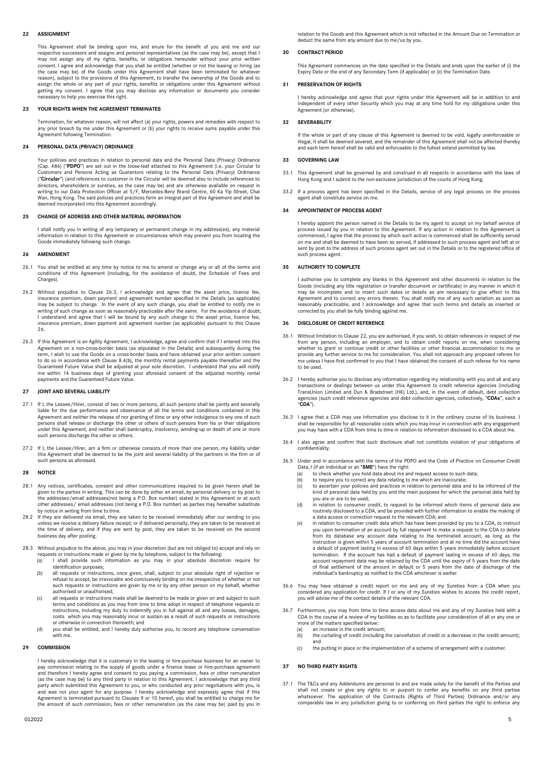## 22 ASSIGNMENT

This Agreement shall be binding upon me, and enure for the benefit of you and me and our respective successors and assigns and personal representatives (as the case may be), except that I may not assign any of my rights, benefits, or obligations hereunder without your prior written consent. I agree and acknowledge that you shall be entitled (whether or not the leasing or hiring (as the case may be) of the Goods under this Agreement shall have been terminated for whatever reason), subject to the provisions of this Agreement, to transfer the ownership of the Goods and to assign the whole or any part of your rights, benefits or obligations under this Agreement without getting my consent. I agree that you may disclose any information or documents you consider necessary to help you exercise this right.

## 23 YOUR RIGHTS WHEN THE AGREEMENT TERMINATES

Termination, for whatever reason, will not affect (a) your rights, powers and remedies with respect to any prior breach by me under this Agreement or (b) your rights to receive sums payable under this Agreement following Termination.

## 24 PERSONAL DATA (PRIVACY) ORDINANCE

Your policies and practices in relation to personal data and the Personal Data (Privacy) Ordinance (Cap. 486) ("**PDPO**") are set out in the loose-leaf attached to this Agreement (i.e. your Circular to Customers and Persons Acting as Guarantors relating to the Personal Data (Privacy) Ordinance ("**Circular**") (and references to customer in the Circular will be deemed also to include references to directors, shareholders or sureties, as the case may be) and are otherwise available on request in writing to our Data Protection Officer at 5/F, Mercedes-Benz Brand Centre, 60 Ka Yip Street, Chai Wan, Hong Kong. The said policies and practices form an integral part of this Agreement and shall be deemed incorporated into this Agreement accordingly.

## 25 CHANGE OF ADDRESS AND OTHER MATERIAL INFORMATION

I shall notify you in writing of any temporary or permanent change in my address(es), any material information in relation to this Agreement or circumstances which may prevent you from locating the Goods immediately following such change.

## 26 AMENDMENT

26.1 You shall be entitled at any time by notice to me to amend or change any or all of the terms and conditions of this Agreement (including, for the avoidance of doubt, the Schedule of Fees and Charges).

26.2 Without prejudice to Clause 26.3, I acknowledge and agree that the asset price, licence fee, insurance premium, down payment and agreement number specified in the Details (as applicable) may be subject to change. In the event of any such change, you shall be entitled to notify me in writing of such change as soon as reasonably practicable after the same. For the avoidance of doubt, I understand and agree that I will be bound by any such change to the asset price, licence fee, insurance premium, down payment and agreement number (as applicable) pursuant to this Clause 26.

26.3 If this Agreement is an Agility Agreement, I acknowledge, agree and confirm that if I entered into this Agreement on a non-cross-border basis (as stipulated in the Details) and subsequently during the term, I wish to use the Goods on a cross-border basis and have obtained your prior written consent to do so in accordance with Clause 8.4(b), the monthly rental payments payable thereafter and the Guaranteed Future Value shall be adjusted at your sole discretion. I understand that you will notify me within 14 business days of granting your aforesaid consent of the adjusted monthly rental payments and the Guaranteed Future Value.

## 27 JOINT AND SEVERAL LIABILITY

27.1 If I, the Lessee/Hirer, consist of two or more persons, all such persons shall be jointly and severally liable for the due performance and observance of all the terms and conditions contained in this Agreement and neither the release of nor granting of time or any other indulgence to any one of such persons shall release or discharge the other or others of such persons from his or their obligations under this Agreement, and neither shall bankruptcy, insolvency, winding-up or death of one or more such persons discharge the other or others.

27.2 If I, the Lessee/Hirer, am a firm or otherwise consists of more than one person, my liability under this Agreement shall be deemed to be the joint and several liability of the partners in the firm or of such persons as aforesaid.

## 28 NOTICE

28.1 Any notices, certificates, consent and other communications required to be given herein shall be given to the parties in writing. This can be done by either an email, by personal delivery or by post to the addresses/email addresses(not being a P.O. Box number) stated in this Agreement or at such other addresses/ email addresses (not being a P.O. Box number) as parties may hereafter substitute by notice in writing from time to time.

28.2 If they are delivered via email, they are taken to be received immediately after our sending to you unless we receive a delivery failure receipt; or if delivered personally, they are taken to be received at the time of delivery, and if they are sent by post, they are taken to be received on the second business day after posting.

28.3 Without prejudice to the above, you may in your discretion (but are not obliged to) accept and rely on requests or instructions made or given by me by telephone, subject to the following:
  (a) I shall provide such information as you may in your absolute discretion require for identification purposes;
  (b) all requests or instructions, once given, shall, subject to your absolute right of rejection or refusal to accept, be irrevocable and conclusively binding on me irrespective of whether or not such requests or instructions are given by me or by any other person on my behalf, whether authorised or unauthorised;
  (c) all requests or instructions made shall be deemed to be made or given on and subject to such terms and conditions as you may from time to time adopt in respect of telephone requests or instructions, including my duty to indemnify you in full against all and any losses, damages, costs which you may reasonably incur or sustain as a result of such requests or instructions or otherwise in connection therewith; and
  (d) you shall be entitled, and I hereby duly authorise you, to record any telephone conversation with me.

## 29 COMMISSION

I hereby acknowledge that it is customary in the leasing or hire-purchase business for an owner to pay commission relating to the supply of goods under a finance lease or hire-purchase agreement and therefore I hereby agree and consent to you paying a commission, fees or other remuneration (as the case may be) to any third party in relation to this Agreement. I acknowledge that any third party which submitted this Agreement to you, or who conducted any prior negotiations with you, is and was not your agent for any purpose. I hereby acknowledge and expressly agree that if this Agreement is terminated pursuant to Clauses 9 or 10 hereof, you shall be entitled to charge me for the amount of such commission, fees or other remuneration (as the case may be) paid by you in relation to the Goods and this Agreement which is not reflected in the Amount Due on Termination or deduct the same from any amount due to me/us by you.

## 30 CONTRACT PERIOD

This Agreement commences on the date specified in the Details and ends upon the earlier of (i) the Expiry Date or the end of any Secondary Term (if applicable) or (ii) the Termination Date.

## 31 PRESERVATION OF RIGHTS

I hereby acknowledge and agree that your rights under this Agreement will be in addition to and independent of every other Security which you may at any time hold for my obligations under this Agreement (or otherwise).

## 32 SEVERABILITY

If the whole or part of any clause of this Agreement is deemed to be void, legally unenforceable or illegal, it shall be deemed severed, and the remainder of this Agreement shall not be affected thereby and each term hereof shall be valid and enforceable to the fullest extend permitted by law.

## 33 GOVERNING LAW

33.1 This Agreement shall be governed by and construed in all respects in accordance with the laws of Hong Kong and I submit to the non-exclusive jurisdiction of the courts of Hong Kong.

33.2 If a process agent has been specified in the Details, service of any legal process on the process agent shall constitute service on me.

## 34 APPOINTMENT OF PROCESS AGENT

I hereby appoint the person named in the Details to be my agent to accept on my behalf service of process issued by you in relation to this Agreement. If any action in relation to this Agreement is commenced, I agree that the process by which such action is commenced shall be sufficiently served on me and shall be deemed to have been so served, if addressed to such process agent and left at or sent by post to the address of such process agent set out in the Details or to the registered office of such process agent.

## 35 AUTHORITY TO COMPLETE

I authorise you to complete any blanks in this Agreement and other documents in relation to the Goods (including any title registration or transfer document or certificate) in any manner in which it may be incomplete and to insert such dates or details as are necessary to give effect to this Agreement and to correct any errors therein. You shall notify me of any such variation as soon as reasonably practicable, and I acknowledge and agree that such terms and details as inserted or corrected by you shall be fully binding against me.

## 36 DISCLOSURE OF CREDIT REFERENCE

36.1 Without limitation to Clause 22, you are authorised, if you wish, to obtain references in respect of me from any person, including an employer, and to obtain credit reports on me, when considering whether to grant or continue credit or other facilities or other financial accommodation to me or provide any further service to me for consideration. You shall not approach any proposed referee for me unless I have first confirmed to you that I have obtained the consent of such referee for his name to be used.

36.2 I hereby authorise you to disclose any information regarding my relationship with you and all and any transactions or dealings between us under this Agreement to credit reference agencies (including TransUnion Limited and Dun & Bradstreet (HK) Ltd.), and, in the event of default, debt collection agencies (such credit reference agencies and debt collection agencies, collectively, "**CDAs**", each a "**CDA**").

36.3 I agree that a CDA may use information you disclose to it in the ordinary course of its business. I shall be responsible for all reasonable costs which you may incur in connection with any engagement you may have with a CDA from time to time in relation to information disclosed to a CDA about me.

36.4 I also agree and confirm that such disclosure shall not constitute violation of your obligations of confidentiality.

36.5 Under and in accordance with the terms of the PDPO and the Code of Practice on Consumer Credit Data, I (if an individual or an "**SME**") have the right:
  (a) to check whether you hold data about me and request access to such data;
  (b) to require you to correct any data relating to me which are inaccurate;
  (c) to ascertain your policies and practices in relation to personal data and to be informed of the kind of personal data held by you and the main purposes for which the personal data held by you are or are to be used;
  (d) in relation to consumer credit, to request to be informed which items of personal data are routinely disclosed to a CDA, and be provided with further information to enable the making of a data access or correction request to the relevant CDA; and
  (e) in relation to consumer credit data which has been provided by you to a CDA, to instruct you upon termination of an account by full repayment to make a request to the CDA to delete from its database any account data relating to the terminated account, as long as the instruction is given within 5 years of account termination and at no time did the account have a default of payment lasting in excess of 60 days within 5 years immediately before account termination. If the account has had a default of payment lasting in excess of 60 days, the account repayment data may be retained by the CDA until the expiry of 5 years from the date of final settlement of the amount in default or 5 years from the date of discharge of the individual's bankruptcy as notified to the CDA whichever is earlier.

36.6 You may have obtained a credit report on me and any of my Sureties from a CDA when you considered any application for credit. If I or any of my Sureties wishes to access the credit report, you will advise me of the contact details of the relevant CDA.

36.7 Furthermore, you may from time to time access data about me and any of my Sureties held with a CDA in the course of a review of my facilities so as to facilitate your consideration of all or any one or more of the matters specified below:
  (a) an increase in the credit amount;
  (b) the curtailing of credit (including the cancellation of credit or a decrease in the credit amount); and
  (c) the putting in place or the implementation of a scheme of arrangement with a customer.

## 37 NO THIRD PARTY RIGHTS

37.1 The T&Cs and any Addendums are personal to and are made solely for the benefit of the Parties and shall not create or give any rights to or purport to confer any benefits on any third parties whatsoever. The application of the Contracts (Rights of Third Parties) Ordinance and/or any comparable law in any jurisdiction giving to or conferring on third parties the right to enforce any

012022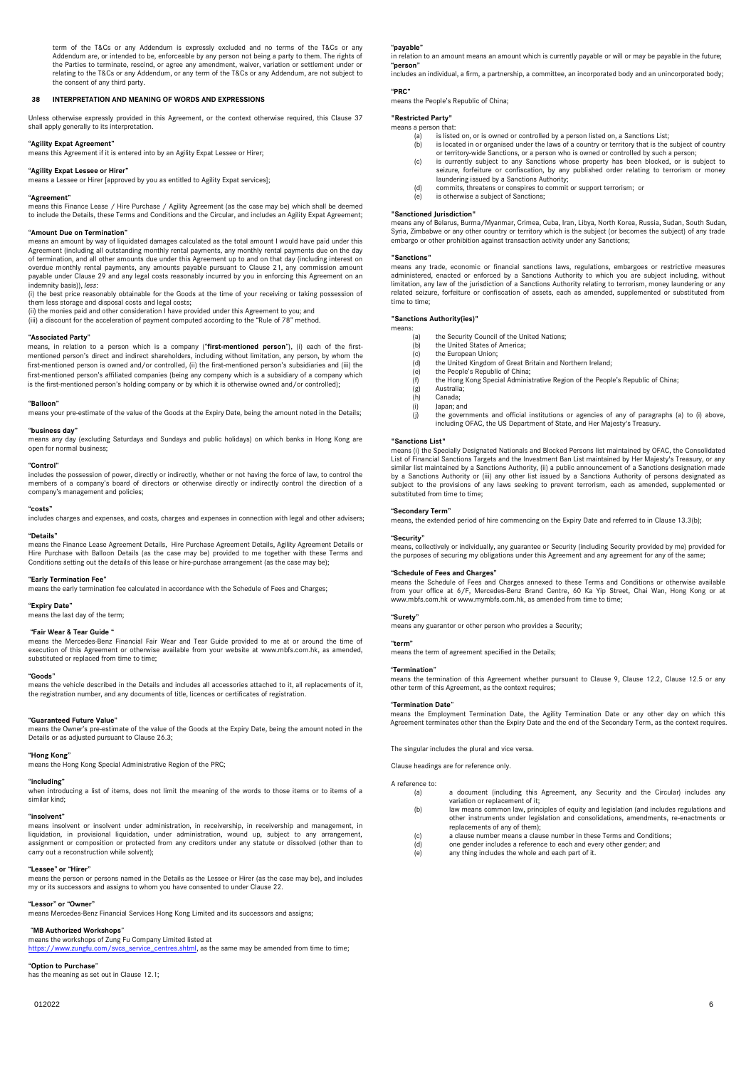term of the T&Cs or any Addendum is expressly excluded and no terms of the T&Cs or any Addendum are, or intended to be, enforceable by any person not being a party to them. The rights of the Parties to terminate, rescind, or agree any amendment, waiver, variation or settlement under or relating to the T&Cs or any Addendum, or any term of the T&Cs or any Addendum, are not subject to the consent of any third party.

## 38 INTERPRETATION AND MEANING OF WORDS AND EXPRESSIONS

Unless otherwise expressly provided in this Agreement, or the context otherwise required, this Clause 37 shall apply generally to its interpretation.

**"Agility Expat Agreement"**
means this Agreement if it is entered into by an Agility Expat Lessee or Hirer;

**"Agility Expat Lessee or Hirer"**
means a Lessee or Hirer [approved by you as entitled to Agility Expat services];

**"Agreement"**
means this Finance Lease / Hire Purchase / Agility Agreement (as the case may be) which shall be deemed to include the Details, these Terms and Conditions and the Circular, and includes an Agility Expat Agreement;

**"Amount Due on Termination"**
means an amount by way of liquidated damages calculated as the total amount I would have paid under this Agreement (including all outstanding monthly rental payments, any monthly rental payments due on the day of termination, and all other amounts due under this Agreement up to and on that day (including interest on overdue monthly rental payments, any amounts payable pursuant to Clause 21, any commission amount payable under Clause 29 and any legal costs reasonably incurred by you in enforcing this Agreement on an indemnity basis)), *less*:
(i) the best price reasonably obtainable for the Goods at the time of your receiving or taking possession of them less storage and disposal costs and legal costs;
(ii) the monies paid and other consideration I have provided under this Agreement to you; and
(iii) a discount for the acceleration of payment computed according to the "Rule of 78" method.

**"Associated Party"**
means, in relation to a person which is a company ("**first-mentioned person**"), (i) each of the first-mentioned person's direct and indirect shareholders, including without limitation, any person, by whom the first-mentioned person is owned and/or controlled, (ii) the first-mentioned person's subsidiaries and (iii) the first-mentioned person's affiliated companies (being any company which is a subsidiary of a company which is the first-mentioned person's holding company or by which it is otherwise owned and/or controlled);

**"Balloon"**
means your pre-estimate of the value of the Goods at the Expiry Date, being the amount noted in the Details;

**"business day"**
means any day (excluding Saturdays and Sundays and public holidays) on which banks in Hong Kong are open for normal business;

**"Control"**
includes the possession of power, directly or indirectly, whether or not having the force of law, to control the members of a company's board of directors or otherwise directly or indirectly control the direction of a company's management and policies;

**"costs"**
includes charges and expenses, and costs, charges and expenses in connection with legal and other advisers;

**"Details"**
means the Finance Lease Agreement Details, Hire Purchase Agreement Details, Agility Agreement Details or Hire Purchase with Balloon Details (as the case may be) provided to me together with these Terms and Conditions setting out the details of this lease or hire-purchase arrangement (as the case may be);

**"Early Termination Fee"**
means the early termination fee calculated in accordance with the Schedule of Fees and Charges;

**"Expiry Date"**
means the last day of the term;

**"Fair Wear & Tear Guide "**
means the Mercedes-Benz Financial Fair Wear and Tear Guide provided to me at or around the time of execution of this Agreement or otherwise available from your website at www.mbfs.com.hk, as amended, substituted or replaced from time to time;

**"Goods"**
means the vehicle described in the Details and includes all accessories attached to it, all replacements of it, the registration number, and any documents of title, licences or certificates of registration.

**"Guaranteed Future Value"**
means the Owner's pre-estimate of the value of the Goods at the Expiry Date, being the amount noted in the Details or as adjusted pursuant to Clause 26.3;

**"Hong Kong"**
means the Hong Kong Special Administrative Region of the PRC;

**"including"**
when introducing a list of items, does not limit the meaning of the words to those items or to items of a similar kind;

**"insolvent"**
means insolvent or insolvent under administration, in receivership, in receivership and management, in liquidation, in provisional liquidation, under administration, wound up, subject to any arrangement, assignment or composition or protected from any creditors under any statute or dissolved (other than to carry out a reconstruction while solvent);

**"Lessee" or "Hirer"**
means the person or persons named in the Details as the Lessee or Hirer (as the case may be), and includes my or its successors and assigns to whom you have consented to under Clause 22.

**"Lessor" or "Owner"**
means Mercedes-Benz Financial Services Hong Kong Limited and its successors and assigns;

**"MB Authorized Workshops"**
means the workshops of Zung Fu Company Limited listed at https://www.zungfu.com/svcs_service_centres.shtml, as the same may be amended from time to time;

**"Option to Purchase"**
has the meaning as set out in Clause 12.1;

**"payable"**
in relation to an amount means an amount which is currently payable or will or may be payable in the future;

**"person"**
includes an individual, a firm, a partnership, a committee, an incorporated body and an unincorporated body;

**"PRC"**
means the People's Republic of China;

**"Restricted Party"**
means a person that:
(a) is listed on, or is owned or controlled by a person listed on, a Sanctions List;
(b) is located in or organised under the laws of a country or territory that is the subject of country or territory-wide Sanctions, or a person who is owned or controlled by such a person;
(c) is currently subject to any Sanctions whose property has been blocked, or is subject to seizure, forfeiture or confiscation, by any published order relating to terrorism or money laundering issued by a Sanctions Authority;
(d) commits, threatens or conspires to commit or support terrorism; or
(e) is otherwise a subject of Sanctions;

**"Sanctioned Jurisdiction"**
means any of Belarus, Burma/Myanmar, Crimea, Cuba, Iran, Libya, North Korea, Russia, Sudan, South Sudan, Syria, Zimbabwe or any other country or territory which is the subject (or becomes the subject) of any trade embargo or other prohibition against transaction activity under any Sanctions;

**"Sanctions"**
means any trade, economic or financial sanctions laws, regulations, embargoes or restrictive measures administered, enacted or enforced by a Sanctions Authority to which you are subject including, without limitation, any law of the jurisdiction of a Sanctions Authority relating to terrorism, money laundering or any related seizure, forfeiture or confiscation of assets, each as amended, supplemented or substituted from time to time;

**"Sanctions Authority(ies)"**
means:
(a) the Security Council of the United Nations;
(b) the United States of America;
(c) the European Union;
(d) the United Kingdom of Great Britain and Northern Ireland;
(e) the People's Republic of China;
(f) the Hong Kong Special Administrative Region of the People's Republic of China;
(g) Australia;
(h) Canada;
(i) Japan; and
(j) the governments and official institutions or agencies of any of paragraphs (a) to (i) above, including OFAC, the US Department of State, and Her Majesty's Treasury.

**"Sanctions List"**
means (i) the Specially Designated Nationals and Blocked Persons list maintained by OFAC, the Consolidated List of Financial Sanctions Targets and the Investment Ban List maintained by Her Majesty's Treasury, or any similar list maintained by a Sanctions Authority, (ii) a public announcement of a Sanctions designation made by a Sanctions Authority or (iii) any other list issued by a Sanctions Authority of persons designated as subject to the provisions of any laws seeking to prevent terrorism, each as amended, supplemented or substituted from time to time;

**"Secondary Term"**
means, the extended period of hire commencing on the Expiry Date and referred to in Clause 13.3(b);

**"Security"**
means, collectively or individually, any guarantee or Security (including Security provided by me) provided for the purposes of securing my obligations under this Agreement and any agreement for any of the same;

**"Schedule of Fees and Charges"**
means the Schedule of Fees and Charges annexed to these Terms and Conditions or otherwise available from your office at 6/F, Mercedes-Benz Brand Centre, 60 Ka Yip Street, Chai Wan, Hong Kong or at www.mbfs.com.hk or www.mymbfs.com.hk, as amended from time to time;

**"Surety"**
means any guarantor or other person who provides a Security;

**"term"**
means the term of agreement specified in the Details;

**"Termination"**
means the termination of this Agreement whether pursuant to Clause 9, Clause 12.2, Clause 12.5 or any other term of this Agreement, as the context requires;

**"Termination Date"**
means the Employment Termination Date, the Agility Termination Date or any other day on which this Agreement terminates other than the Expiry Date and the end of the Secondary Term, as the context requires.

The singular includes the plural and vice versa.

Clause headings are for reference only.

A reference to:
(a) a document (including this Agreement, any Security and the Circular) includes any variation or replacement of it;
(b) law means common law, principles of equity and legislation (and includes regulations and other instruments under legislation and consolidations, amendments, re-enactments or replacements of any of them);
(c) a clause number means a clause number in these Terms and Conditions;
(d) one gender includes a reference to each and every other gender; and
(e) any thing includes the whole and each part of it.

012022